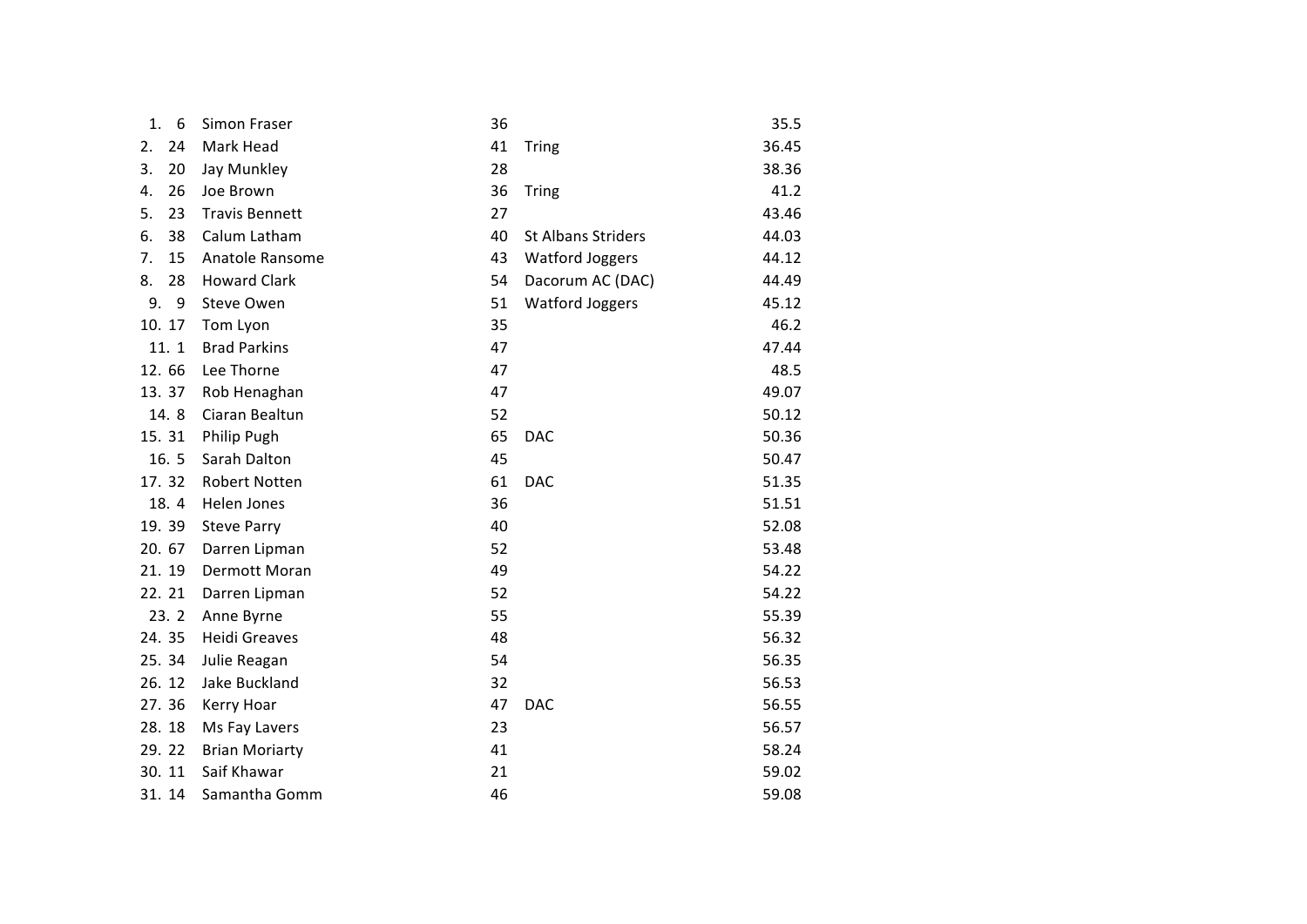| | | | | | |
|---|---|---|---|---|---|
| 1. | 6 | Simon Fraser | 36 | | 35.5 |
| 2. | 24 | Mark Head | 41 | Tring | 36.45 |
| 3. | 20 | Jay Munkley | 28 | | 38.36 |
| 4. | 26 | Joe Brown | 36 | Tring | 41.2 |
| 5. | 23 | Travis Bennett | 27 | | 43.46 |
| 6. | 38 | Calum Latham | 40 | St Albans Striders | 44.03 |
| 7. | 15 | Anatole Ransome | 43 | Watford Joggers | 44.12 |
| 8. | 28 | Howard Clark | 54 | Dacorum AC (DAC) | 44.49 |
| 9. | 9 | Steve Owen | 51 | Watford Joggers | 45.12 |
| 10. | 17 | Tom Lyon | 35 | | 46.2 |
| 11. | 1 | Brad Parkins | 47 | | 47.44 |
| 12. | 66 | Lee Thorne | 47 | | 48.5 |
| 13. | 37 | Rob Henaghan | 47 | | 49.07 |
| 14. | 8 | Ciaran Bealtun | 52 | | 50.12 |
| 15. | 31 | Philip Pugh | 65 | DAC | 50.36 |
| 16. | 5 | Sarah Dalton | 45 | | 50.47 |
| 17. | 32 | Robert Notten | 61 | DAC | 51.35 |
| 18. | 4 | Helen Jones | 36 | | 51.51 |
| 19. | 39 | Steve Parry | 40 | | 52.08 |
| 20. | 67 | Darren Lipman | 52 | | 53.48 |
| 21. | 19 | Dermott Moran | 49 | | 54.22 |
| 22. | 21 | Darren Lipman | 52 | | 54.22 |
| 23. | 2 | Anne Byrne | 55 | | 55.39 |
| 24. | 35 | Heidi Greaves | 48 | | 56.32 |
| 25. | 34 | Julie Reagan | 54 | | 56.35 |
| 26. | 12 | Jake Buckland | 32 | | 56.53 |
| 27. | 36 | Kerry Hoar | 47 | DAC | 56.55 |
| 28. | 18 | Ms Fay Lavers | 23 | | 56.57 |
| 29. | 22 | Brian Moriarty | 41 | | 58.24 |
| 30. | 11 | Saif Khawar | 21 | | 59.02 |
| 31. | 14 | Samantha Gomm | 46 | | 59.08 |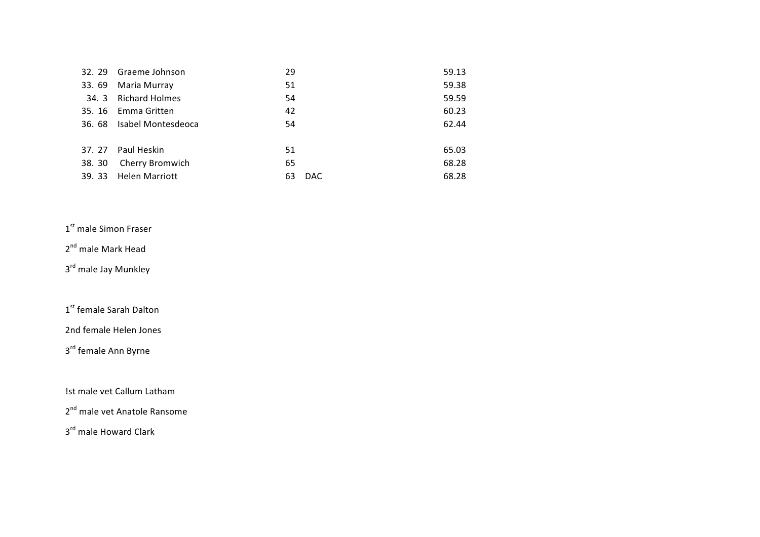| Pos. | No. | Name | Age | Club | Time |
|---|---|---|---|---|---|
| 32. | 29 | Graeme Johnson | 29 | | 59.13 |
| 33. | 69 | Maria Murray | 51 | | 59.38 |
| 34. | 3 | Richard Holmes | 54 | | 59.59 |
| 35. | 16 | Emma Gritten | 42 | | 60.23 |
| 36. | 68 | Isabel Montesdeoca | 54 | | 62.44 |
| 37. | 27 | Paul Heskin | 51 | | 65.03 |
| 38. | 30 | Cherry Bromwich | 65 | | 68.28 |
| 39. | 33 | Helen Marriott | 63 | DAC | 68.28 |

1st male Simon Fraser

2nd male Mark Head

3rd male Jay Munkley

1st female Sarah Dalton

2nd female Helen Jones

3rd female Ann Byrne

!st male vet Callum Latham

2nd male vet Anatole Ransome

3rd male Howard Clark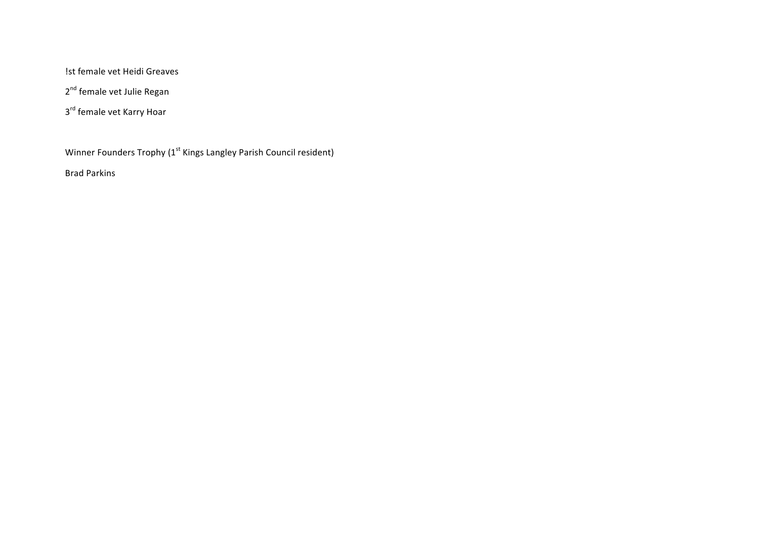!st female vet Heidi Greaves

2nd female vet Julie Regan

3rd female vet Karry Hoar

Winner Founders Trophy (1st Kings Langley Parish Council resident)

Brad Parkins